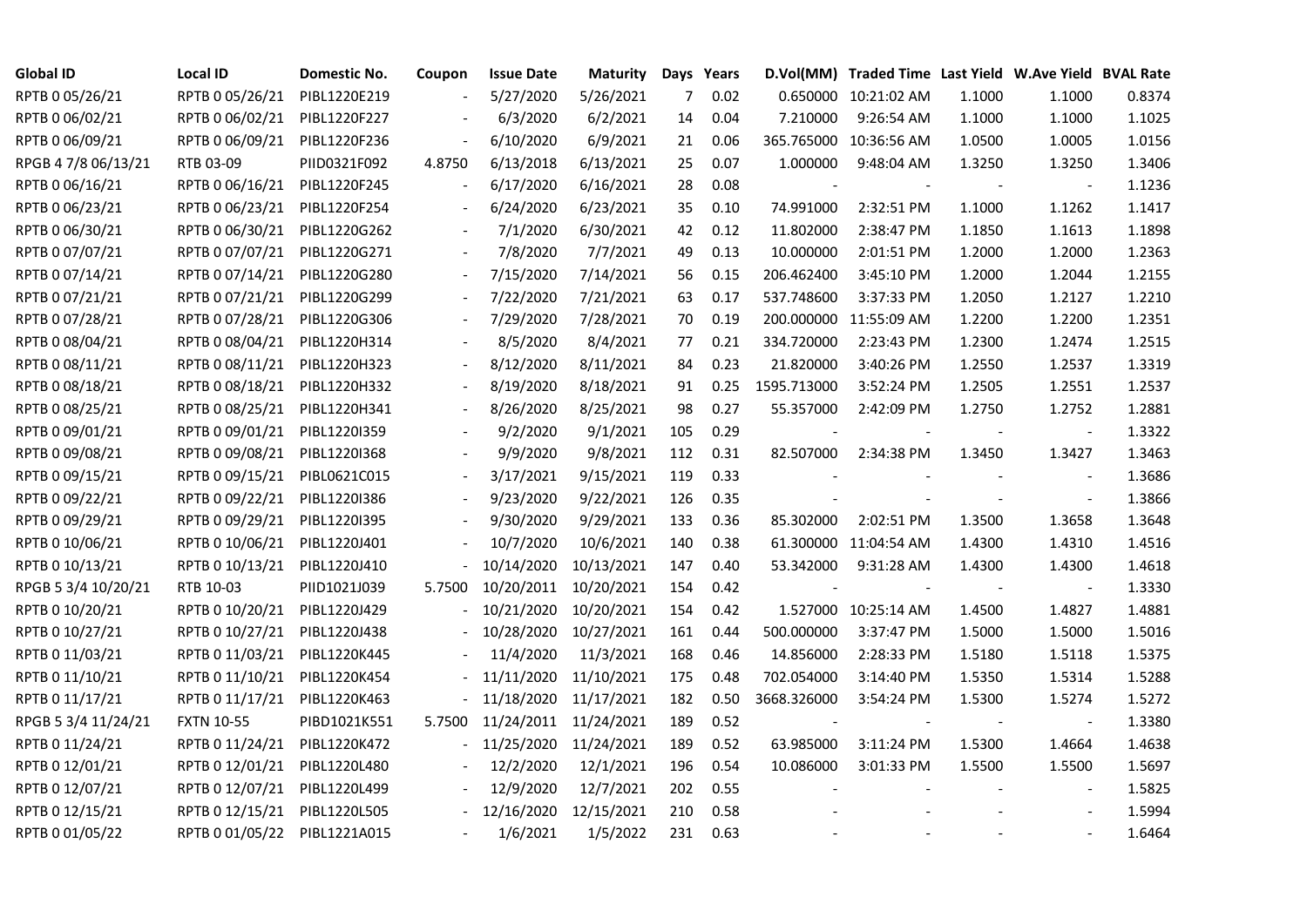| Global ID | Local ID | Domestic No. | Coupon | Issue Date | Maturity | Days | Years | D.Vol(MM) | Traded Time | Last Yield | W.Ave Yield | BVAL Rate |
|---|---|---|---|---|---|---|---|---|---|---|---|---|
| RPTB 0 05/26/21 | RPTB 0 05/26/21 | PIBL1220E219 | - | 5/27/2020 | 5/26/2021 | 7 | 0.02 | 0.650000 | 10:21:02 AM | 1.1000 | 1.1000 | 0.8374 |
| RPTB 0 06/02/21 | RPTB 0 06/02/21 | PIBL1220F227 | - | 6/3/2020 | 6/2/2021 | 14 | 0.04 | 7.210000 | 9:26:54 AM | 1.1000 | 1.1000 | 1.1025 |
| RPTB 0 06/09/21 | RPTB 0 06/09/21 | PIBL1220F236 | - | 6/10/2020 | 6/9/2021 | 21 | 0.06 | 365.765000 | 10:36:56 AM | 1.0500 | 1.0005 | 1.0156 |
| RPGB 4 7/8 06/13/21 | RTB 03-09 | PIID0321F092 | 4.8750 | 6/13/2018 | 6/13/2021 | 25 | 0.07 | 1.000000 | 9:48:04 AM | 1.3250 | 1.3250 | 1.3406 |
| RPTB 0 06/16/21 | RPTB 0 06/16/21 | PIBL1220F245 | - | 6/17/2020 | 6/16/2021 | 28 | 0.08 | - | - | - | - | 1.1236 |
| RPTB 0 06/23/21 | RPTB 0 06/23/21 | PIBL1220F254 | - | 6/24/2020 | 6/23/2021 | 35 | 0.10 | 74.991000 | 2:32:51 PM | 1.1000 | 1.1262 | 1.1417 |
| RPTB 0 06/30/21 | RPTB 0 06/30/21 | PIBL1220G262 | - | 7/1/2020 | 6/30/2021 | 42 | 0.12 | 11.802000 | 2:38:47 PM | 1.1850 | 1.1613 | 1.1898 |
| RPTB 0 07/07/21 | RPTB 0 07/07/21 | PIBL1220G271 | - | 7/8/2020 | 7/7/2021 | 49 | 0.13 | 10.000000 | 2:01:51 PM | 1.2000 | 1.2000 | 1.2363 |
| RPTB 0 07/14/21 | RPTB 0 07/14/21 | PIBL1220G280 | - | 7/15/2020 | 7/14/2021 | 56 | 0.15 | 206.462400 | 3:45:10 PM | 1.2000 | 1.2044 | 1.2155 |
| RPTB 0 07/21/21 | RPTB 0 07/21/21 | PIBL1220G299 | - | 7/22/2020 | 7/21/2021 | 63 | 0.17 | 537.748600 | 3:37:33 PM | 1.2050 | 1.2127 | 1.2210 |
| RPTB 0 07/28/21 | RPTB 0 07/28/21 | PIBL1220G306 | - | 7/29/2020 | 7/28/2021 | 70 | 0.19 | 200.000000 | 11:55:09 AM | 1.2200 | 1.2200 | 1.2351 |
| RPTB 0 08/04/21 | RPTB 0 08/04/21 | PIBL1220H314 | - | 8/5/2020 | 8/4/2021 | 77 | 0.21 | 334.720000 | 2:23:43 PM | 1.2300 | 1.2474 | 1.2515 |
| RPTB 0 08/11/21 | RPTB 0 08/11/21 | PIBL1220H323 | - | 8/12/2020 | 8/11/2021 | 84 | 0.23 | 21.820000 | 3:40:26 PM | 1.2550 | 1.2537 | 1.3319 |
| RPTB 0 08/18/21 | RPTB 0 08/18/21 | PIBL1220H332 | - | 8/19/2020 | 8/18/2021 | 91 | 0.25 | 1595.713000 | 3:52:24 PM | 1.2505 | 1.2551 | 1.2537 |
| RPTB 0 08/25/21 | RPTB 0 08/25/21 | PIBL1220H341 | - | 8/26/2020 | 8/25/2021 | 98 | 0.27 | 55.357000 | 2:42:09 PM | 1.2750 | 1.2752 | 1.2881 |
| RPTB 0 09/01/21 | RPTB 0 09/01/21 | PIBL1220I359 | - | 9/2/2020 | 9/1/2021 | 105 | 0.29 | - | - | - | - | 1.3322 |
| RPTB 0 09/08/21 | RPTB 0 09/08/21 | PIBL1220I368 | - | 9/9/2020 | 9/8/2021 | 112 | 0.31 | 82.507000 | 2:34:38 PM | 1.3450 | 1.3427 | 1.3463 |
| RPTB 0 09/15/21 | RPTB 0 09/15/21 | PIBL0621C015 | - | 3/17/2021 | 9/15/2021 | 119 | 0.33 | - | - | - | - | 1.3686 |
| RPTB 0 09/22/21 | RPTB 0 09/22/21 | PIBL1220I386 | - | 9/23/2020 | 9/22/2021 | 126 | 0.35 | - | - | - | - | 1.3866 |
| RPTB 0 09/29/21 | RPTB 0 09/29/21 | PIBL1220I395 | - | 9/30/2020 | 9/29/2021 | 133 | 0.36 | 85.302000 | 2:02:51 PM | 1.3500 | 1.3658 | 1.3648 |
| RPTB 0 10/06/21 | RPTB 0 10/06/21 | PIBL1220J401 | - | 10/7/2020 | 10/6/2021 | 140 | 0.38 | 61.300000 | 11:04:54 AM | 1.4300 | 1.4310 | 1.4516 |
| RPTB 0 10/13/21 | RPTB 0 10/13/21 | PIBL1220J410 | - | 10/14/2020 | 10/13/2021 | 147 | 0.40 | 53.342000 | 9:31:28 AM | 1.4300 | 1.4300 | 1.4618 |
| RPGB 5 3/4 10/20/21 | RTB 10-03 | PIID1021J039 | 5.7500 | 10/20/2011 | 10/20/2021 | 154 | 0.42 | - | - | - | - | 1.3330 |
| RPTB 0 10/20/21 | RPTB 0 10/20/21 | PIBL1220J429 | - | 10/21/2020 | 10/20/2021 | 154 | 0.42 | 1.527000 | 10:25:14 AM | 1.4500 | 1.4827 | 1.4881 |
| RPTB 0 10/27/21 | RPTB 0 10/27/21 | PIBL1220J438 | - | 10/28/2020 | 10/27/2021 | 161 | 0.44 | 500.000000 | 3:37:47 PM | 1.5000 | 1.5000 | 1.5016 |
| RPTB 0 11/03/21 | RPTB 0 11/03/21 | PIBL1220K445 | - | 11/4/2020 | 11/3/2021 | 168 | 0.46 | 14.856000 | 2:28:33 PM | 1.5180 | 1.5118 | 1.5375 |
| RPTB 0 11/10/21 | RPTB 0 11/10/21 | PIBL1220K454 | - | 11/11/2020 | 11/10/2021 | 175 | 0.48 | 702.054000 | 3:14:40 PM | 1.5350 | 1.5314 | 1.5288 |
| RPTB 0 11/17/21 | RPTB 0 11/17/21 | PIBL1220K463 | - | 11/18/2020 | 11/17/2021 | 182 | 0.50 | 3668.326000 | 3:54:24 PM | 1.5300 | 1.5274 | 1.5272 |
| RPGB 5 3/4 11/24/21 | FXTN 10-55 | PIBD1021K551 | 5.7500 | 11/24/2011 | 11/24/2021 | 189 | 0.52 | - | - | - | - | 1.3380 |
| RPTB 0 11/24/21 | RPTB 0 11/24/21 | PIBL1220K472 | - | 11/25/2020 | 11/24/2021 | 189 | 0.52 | 63.985000 | 3:11:24 PM | 1.5300 | 1.4664 | 1.4638 |
| RPTB 0 12/01/21 | RPTB 0 12/01/21 | PIBL1220L480 | - | 12/2/2020 | 12/1/2021 | 196 | 0.54 | 10.086000 | 3:01:33 PM | 1.5500 | 1.5500 | 1.5697 |
| RPTB 0 12/07/21 | RPTB 0 12/07/21 | PIBL1220L499 | - | 12/9/2020 | 12/7/2021 | 202 | 0.55 | - | - | - | - | 1.5825 |
| RPTB 0 12/15/21 | RPTB 0 12/15/21 | PIBL1220L505 | - | 12/16/2020 | 12/15/2021 | 210 | 0.58 | - | - | - | - | 1.5994 |
| RPTB 0 01/05/22 | RPTB 0 01/05/22 | PIBL1221A015 | - | 1/6/2021 | 1/5/2022 | 231 | 0.63 | - | - | - | - | 1.6464 |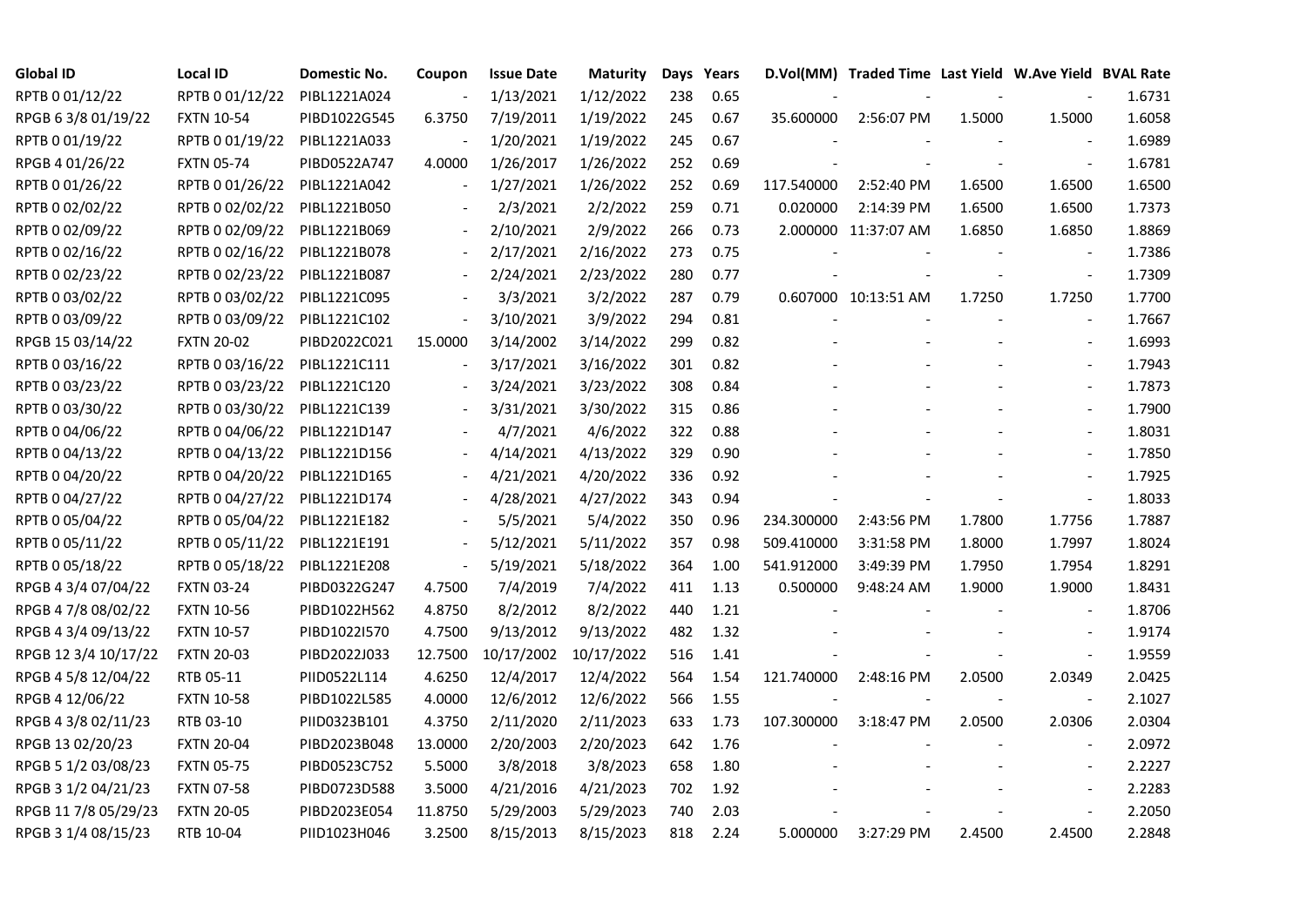| Global ID | Local ID | Domestic No. | Coupon | Issue Date | Maturity | Days | Years | D.Vol(MM) | Traded Time | Last Yield | W.Ave Yield | BVAL Rate |
|---|---|---|---|---|---|---|---|---|---|---|---|---|
| RPTB 0 01/12/22 | RPTB 0 01/12/22 | PIBL1221A024 | - | 1/13/2021 | 1/12/2022 | 238 | 0.65 | - | - | - | - | 1.6731 |
| RPGB 6 3/8 01/19/22 | FXTN 10-54 | PIBD1022G545 | 6.3750 | 7/19/2011 | 1/19/2022 | 245 | 0.67 | 35.600000 | 2:56:07 PM | 1.5000 | 1.5000 | 1.6058 |
| RPTB 0 01/19/22 | RPTB 0 01/19/22 | PIBL1221A033 | - | 1/20/2021 | 1/19/2022 | 245 | 0.67 | - | - | - | - | 1.6989 |
| RPGB 4 01/26/22 | FXTN 05-74 | PIBD0522A747 | 4.0000 | 1/26/2017 | 1/26/2022 | 252 | 0.69 | - | - | - | - | 1.6781 |
| RPTB 0 01/26/22 | RPTB 0 01/26/22 | PIBL1221A042 | - | 1/27/2021 | 1/26/2022 | 252 | 0.69 | 117.540000 | 2:52:40 PM | 1.6500 | 1.6500 | 1.6500 |
| RPTB 0 02/02/22 | RPTB 0 02/02/22 | PIBL1221B050 | - | 2/3/2021 | 2/2/2022 | 259 | 0.71 | 0.020000 | 2:14:39 PM | 1.6500 | 1.6500 | 1.7373 |
| RPTB 0 02/09/22 | RPTB 0 02/09/22 | PIBL1221B069 | - | 2/10/2021 | 2/9/2022 | 266 | 0.73 | 2.000000 | 11:37:07 AM | 1.6850 | 1.6850 | 1.8869 |
| RPTB 0 02/16/22 | RPTB 0 02/16/22 | PIBL1221B078 | - | 2/17/2021 | 2/16/2022 | 273 | 0.75 | - | - | - | - | 1.7386 |
| RPTB 0 02/23/22 | RPTB 0 02/23/22 | PIBL1221B087 | - | 2/24/2021 | 2/23/2022 | 280 | 0.77 | - | - | - | - | 1.7309 |
| RPTB 0 03/02/22 | RPTB 0 03/02/22 | PIBL1221C095 | - | 3/3/2021 | 3/2/2022 | 287 | 0.79 | 0.607000 | 10:13:51 AM | 1.7250 | 1.7250 | 1.7700 |
| RPTB 0 03/09/22 | RPTB 0 03/09/22 | PIBL1221C102 | - | 3/10/2021 | 3/9/2022 | 294 | 0.81 | - | - | - | - | 1.7667 |
| RPGB 15 03/14/22 | FXTN 20-02 | PIBD2022C021 | 15.0000 | 3/14/2002 | 3/14/2022 | 299 | 0.82 | - | - | - | - | 1.6993 |
| RPTB 0 03/16/22 | RPTB 0 03/16/22 | PIBL1221C111 | - | 3/17/2021 | 3/16/2022 | 301 | 0.82 | - | - | - | - | 1.7943 |
| RPTB 0 03/23/22 | RPTB 0 03/23/22 | PIBL1221C120 | - | 3/24/2021 | 3/23/2022 | 308 | 0.84 | - | - | - | - | 1.7873 |
| RPTB 0 03/30/22 | RPTB 0 03/30/22 | PIBL1221C139 | - | 3/31/2021 | 3/30/2022 | 315 | 0.86 | - | - | - | - | 1.7900 |
| RPTB 0 04/06/22 | RPTB 0 04/06/22 | PIBL1221D147 | - | 4/7/2021 | 4/6/2022 | 322 | 0.88 | - | - | - | - | 1.8031 |
| RPTB 0 04/13/22 | RPTB 0 04/13/22 | PIBL1221D156 | - | 4/14/2021 | 4/13/2022 | 329 | 0.90 | - | - | - | - | 1.7850 |
| RPTB 0 04/20/22 | RPTB 0 04/20/22 | PIBL1221D165 | - | 4/21/2021 | 4/20/2022 | 336 | 0.92 | - | - | - | - | 1.7925 |
| RPTB 0 04/27/22 | RPTB 0 04/27/22 | PIBL1221D174 | - | 4/28/2021 | 4/27/2022 | 343 | 0.94 | - | - | - | - | 1.8033 |
| RPTB 0 05/04/22 | RPTB 0 05/04/22 | PIBL1221E182 | - | 5/5/2021 | 5/4/2022 | 350 | 0.96 | 234.300000 | 2:43:56 PM | 1.7800 | 1.7756 | 1.7887 |
| RPTB 0 05/11/22 | RPTB 0 05/11/22 | PIBL1221E191 | - | 5/12/2021 | 5/11/2022 | 357 | 0.98 | 509.410000 | 3:31:58 PM | 1.8000 | 1.7997 | 1.8024 |
| RPTB 0 05/18/22 | RPTB 0 05/18/22 | PIBL1221E208 | - | 5/19/2021 | 5/18/2022 | 364 | 1.00 | 541.912000 | 3:49:39 PM | 1.7950 | 1.7954 | 1.8291 |
| RPGB 4 3/4 07/04/22 | FXTN 03-24 | PIBD0322G247 | 4.7500 | 7/4/2019 | 7/4/2022 | 411 | 1.13 | 0.500000 | 9:48:24 AM | 1.9000 | 1.9000 | 1.8431 |
| RPGB 4 7/8 08/02/22 | FXTN 10-56 | PIBD1022H562 | 4.8750 | 8/2/2012 | 8/2/2022 | 440 | 1.21 | - | - | - | - | 1.8706 |
| RPGB 4 3/4 09/13/22 | FXTN 10-57 | PIBD1022I570 | 4.7500 | 9/13/2012 | 9/13/2022 | 482 | 1.32 | - | - | - | - | 1.9174 |
| RPGB 12 3/4 10/17/22 | FXTN 20-03 | PIBD2022J033 | 12.7500 | 10/17/2002 | 10/17/2022 | 516 | 1.41 | - | - | - | - | 1.9559 |
| RPGB 4 5/8 12/04/22 | RTB 05-11 | PIID0522L114 | 4.6250 | 12/4/2017 | 12/4/2022 | 564 | 1.54 | 121.740000 | 2:48:16 PM | 2.0500 | 2.0349 | 2.0425 |
| RPGB 4 12/06/22 | FXTN 10-58 | PIBD1022L585 | 4.0000 | 12/6/2012 | 12/6/2022 | 566 | 1.55 | - | - | - | - | 2.1027 |
| RPGB 4 3/8 02/11/23 | RTB 03-10 | PIID0323B101 | 4.3750 | 2/11/2020 | 2/11/2023 | 633 | 1.73 | 107.300000 | 3:18:47 PM | 2.0500 | 2.0306 | 2.0304 |
| RPGB 13 02/20/23 | FXTN 20-04 | PIBD2023B048 | 13.0000 | 2/20/2003 | 2/20/2023 | 642 | 1.76 | - | - | - | - | 2.0972 |
| RPGB 5 1/2 03/08/23 | FXTN 05-75 | PIBD0523C752 | 5.5000 | 3/8/2018 | 3/8/2023 | 658 | 1.80 | - | - | - | - | 2.2227 |
| RPGB 3 1/2 04/21/23 | FXTN 07-58 | PIBD0723D588 | 3.5000 | 4/21/2016 | 4/21/2023 | 702 | 1.92 | - | - | - | - | 2.2283 |
| RPGB 11 7/8 05/29/23 | FXTN 20-05 | PIBD2023E054 | 11.8750 | 5/29/2003 | 5/29/2023 | 740 | 2.03 | - | - | - | - | 2.2050 |
| RPGB 3 1/4 08/15/23 | RTB 10-04 | PIID1023H046 | 3.2500 | 8/15/2013 | 8/15/2023 | 818 | 2.24 | 5.000000 | 3:27:29 PM | 2.4500 | 2.4500 | 2.2848 |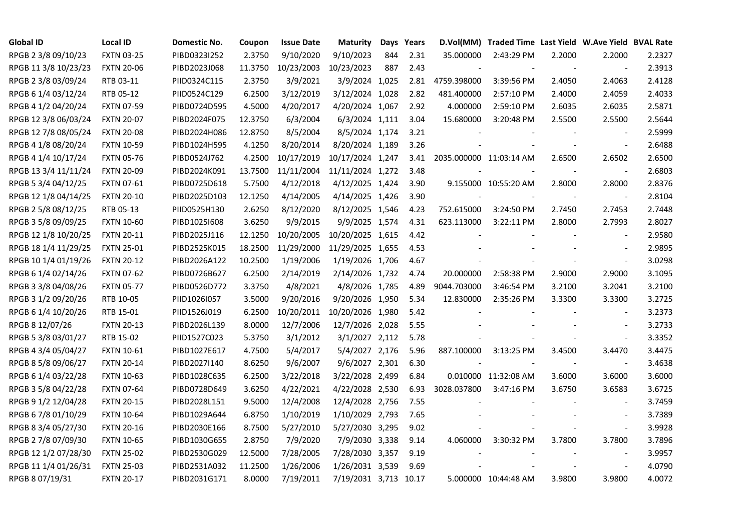| Global ID | Local ID | Domestic No. | Coupon | Issue Date | Maturity | Days | Years | D.Vol(MM) | Traded Time | Last Yield | W.Ave Yield | BVAL Rate |
|---|---|---|---|---|---|---|---|---|---|---|---|---|
| RPGB 2 3/8 09/10/23 | FXTN 03-25 | PIBD0323I252 | 2.3750 | 9/10/2020 | 9/10/2023 | 844 | 2.31 | 35.000000 | 2:43:29 PM | 2.2000 | 2.2000 | 2.2327 |
| RPGB 11 3/8 10/23/23 | FXTN 20-06 | PIBD2023J068 | 11.3750 | 10/23/2003 | 10/23/2023 | 887 | 2.43 | - | - | - | - | 2.3913 |
| RPGB 2 3/8 03/09/24 | RTB 03-11 | PIID0324C115 | 2.3750 | 3/9/2021 | 3/9/2024 | 1,025 | 2.81 | 4759.398000 | 3:39:56 PM | 2.4050 | 2.4063 | 2.4128 |
| RPGB 6 1/4 03/12/24 | RTB 05-12 | PIID0524C129 | 6.2500 | 3/12/2019 | 3/12/2024 | 1,028 | 2.82 | 481.400000 | 2:57:10 PM | 2.4000 | 2.4059 | 2.4033 |
| RPGB 4 1/2 04/20/24 | FXTN 07-59 | PIBD0724D595 | 4.5000 | 4/20/2017 | 4/20/2024 | 1,067 | 2.92 | 4.000000 | 2:59:10 PM | 2.6035 | 2.6035 | 2.5871 |
| RPGB 12 3/8 06/03/24 | FXTN 20-07 | PIBD2024F075 | 12.3750 | 6/3/2004 | 6/3/2024 | 1,111 | 3.04 | 15.680000 | 3:20:48 PM | 2.5500 | 2.5500 | 2.5644 |
| RPGB 12 7/8 08/05/24 | FXTN 20-08 | PIBD2024H086 | 12.8750 | 8/5/2004 | 8/5/2024 | 1,174 | 3.21 | - | - | - | - | 2.5999 |
| RPGB 4 1/8 08/20/24 | FXTN 10-59 | PIBD1024H595 | 4.1250 | 8/20/2014 | 8/20/2024 | 1,189 | 3.26 | - | - | - | - | 2.6488 |
| RPGB 4 1/4 10/17/24 | FXTN 05-76 | PIBD0524J762 | 4.2500 | 10/17/2019 | 10/17/2024 | 1,247 | 3.41 | 2035.000000 | 11:03:14 AM | 2.6500 | 2.6502 | 2.6500 |
| RPGB 13 3/4 11/11/24 | FXTN 20-09 | PIBD2024K091 | 13.7500 | 11/11/2004 | 11/11/2024 | 1,272 | 3.48 | - | - | - | - | 2.6803 |
| RPGB 5 3/4 04/12/25 | FXTN 07-61 | PIBD0725D618 | 5.7500 | 4/12/2018 | 4/12/2025 | 1,424 | 3.90 | 9.155000 | 10:55:20 AM | 2.8000 | 2.8000 | 2.8376 |
| RPGB 12 1/8 04/14/25 | FXTN 20-10 | PIBD2025D103 | 12.1250 | 4/14/2005 | 4/14/2025 | 1,426 | 3.90 | - | - | - | - | 2.8104 |
| RPGB 2 5/8 08/12/25 | RTB 05-13 | PIID0525H130 | 2.6250 | 8/12/2020 | 8/12/2025 | 1,546 | 4.23 | 752.615000 | 3:24:50 PM | 2.7450 | 2.7453 | 2.7448 |
| RPGB 3 5/8 09/09/25 | FXTN 10-60 | PIBD1025I608 | 3.6250 | 9/9/2015 | 9/9/2025 | 1,574 | 4.31 | 623.113000 | 3:22:11 PM | 2.8000 | 2.7993 | 2.8027 |
| RPGB 12 1/8 10/20/25 | FXTN 20-11 | PIBD2025J116 | 12.1250 | 10/20/2005 | 10/20/2025 | 1,615 | 4.42 | - | - | - | - | 2.9580 |
| RPGB 18 1/4 11/29/25 | FXTN 25-01 | PIBD2525K015 | 18.2500 | 11/29/2000 | 11/29/2025 | 1,655 | 4.53 | - | - | - | - | 2.9895 |
| RPGB 10 1/4 01/19/26 | FXTN 20-12 | PIBD2026A122 | 10.2500 | 1/19/2006 | 1/19/2026 | 1,706 | 4.67 | - | - | - | - | 3.0298 |
| RPGB 6 1/4 02/14/26 | FXTN 07-62 | PIBD0726B627 | 6.2500 | 2/14/2019 | 2/14/2026 | 1,732 | 4.74 | 20.000000 | 2:58:38 PM | 2.9000 | 2.9000 | 3.1095 |
| RPGB 3 3/8 04/08/26 | FXTN 05-77 | PIBD0526D772 | 3.3750 | 4/8/2021 | 4/8/2026 | 1,785 | 4.89 | 9044.703000 | 3:46:54 PM | 3.2100 | 3.2041 | 3.2100 |
| RPGB 3 1/2 09/20/26 | RTB 10-05 | PIID1026I057 | 3.5000 | 9/20/2016 | 9/20/2026 | 1,950 | 5.34 | 12.830000 | 2:35:26 PM | 3.3300 | 3.3300 | 3.2725 |
| RPGB 6 1/4 10/20/26 | RTB 15-01 | PIID1526J019 | 6.2500 | 10/20/2011 | 10/20/2026 | 1,980 | 5.42 | - | - | - | - | 3.2373 |
| RPGB 8 12/07/26 | FXTN 20-13 | PIBD2026L139 | 8.0000 | 12/7/2006 | 12/7/2026 | 2,028 | 5.55 | - | - | - | - | 3.2733 |
| RPGB 5 3/8 03/01/27 | RTB 15-02 | PIID1527C023 | 5.3750 | 3/1/2012 | 3/1/2027 | 2,112 | 5.78 | - | - | - | - | 3.3352 |
| RPGB 4 3/4 05/04/27 | FXTN 10-61 | PIBD1027E617 | 4.7500 | 5/4/2017 | 5/4/2027 | 2,176 | 5.96 | 887.100000 | 3:13:25 PM | 3.4500 | 3.4470 | 3.4475 |
| RPGB 8 5/8 09/06/27 | FXTN 20-14 | PIBD2027I140 | 8.6250 | 9/6/2007 | 9/6/2027 | 2,301 | 6.30 | - | - | - | - | 3.4638 |
| RPGB 6 1/4 03/22/28 | FXTN 10-63 | PIBD1028C635 | 6.2500 | 3/22/2018 | 3/22/2028 | 2,499 | 6.84 | 0.010000 | 11:32:08 AM | 3.6000 | 3.6000 | 3.6000 |
| RPGB 3 5/8 04/22/28 | FXTN 07-64 | PIBD0728D649 | 3.6250 | 4/22/2021 | 4/22/2028 | 2,530 | 6.93 | 3028.037800 | 3:47:16 PM | 3.6750 | 3.6583 | 3.6725 |
| RPGB 9 1/2 12/04/28 | FXTN 20-15 | PIBD2028L151 | 9.5000 | 12/4/2008 | 12/4/2028 | 2,756 | 7.55 | - | - | - | - | 3.7459 |
| RPGB 6 7/8 01/10/29 | FXTN 10-64 | PIBD1029A644 | 6.8750 | 1/10/2019 | 1/10/2029 | 2,793 | 7.65 | - | - | - | - | 3.7389 |
| RPGB 8 3/4 05/27/30 | FXTN 20-16 | PIBD2030E166 | 8.7500 | 5/27/2010 | 5/27/2030 | 3,295 | 9.02 | - | - | - | - | 3.9928 |
| RPGB 2 7/8 07/09/30 | FXTN 10-65 | PIBD1030G655 | 2.8750 | 7/9/2020 | 7/9/2030 | 3,338 | 9.14 | 4.060000 | 3:30:32 PM | 3.7800 | 3.7800 | 3.7896 |
| RPGB 12 1/2 07/28/30 | FXTN 25-02 | PIBD2530G029 | 12.5000 | 7/28/2005 | 7/28/2030 | 3,357 | 9.19 | - | - | - | - | 3.9957 |
| RPGB 11 1/4 01/26/31 | FXTN 25-03 | PIBD2531A032 | 11.2500 | 1/26/2006 | 1/26/2031 | 3,539 | 9.69 | - | - | - | - | 4.0790 |
| RPGB 8 07/19/31 | FXTN 20-17 | PIBD2031G171 | 8.0000 | 7/19/2011 | 7/19/2031 | 3,713 | 10.17 | 5.000000 | 10:44:48 AM | 3.9800 | 3.9800 | 4.0072 |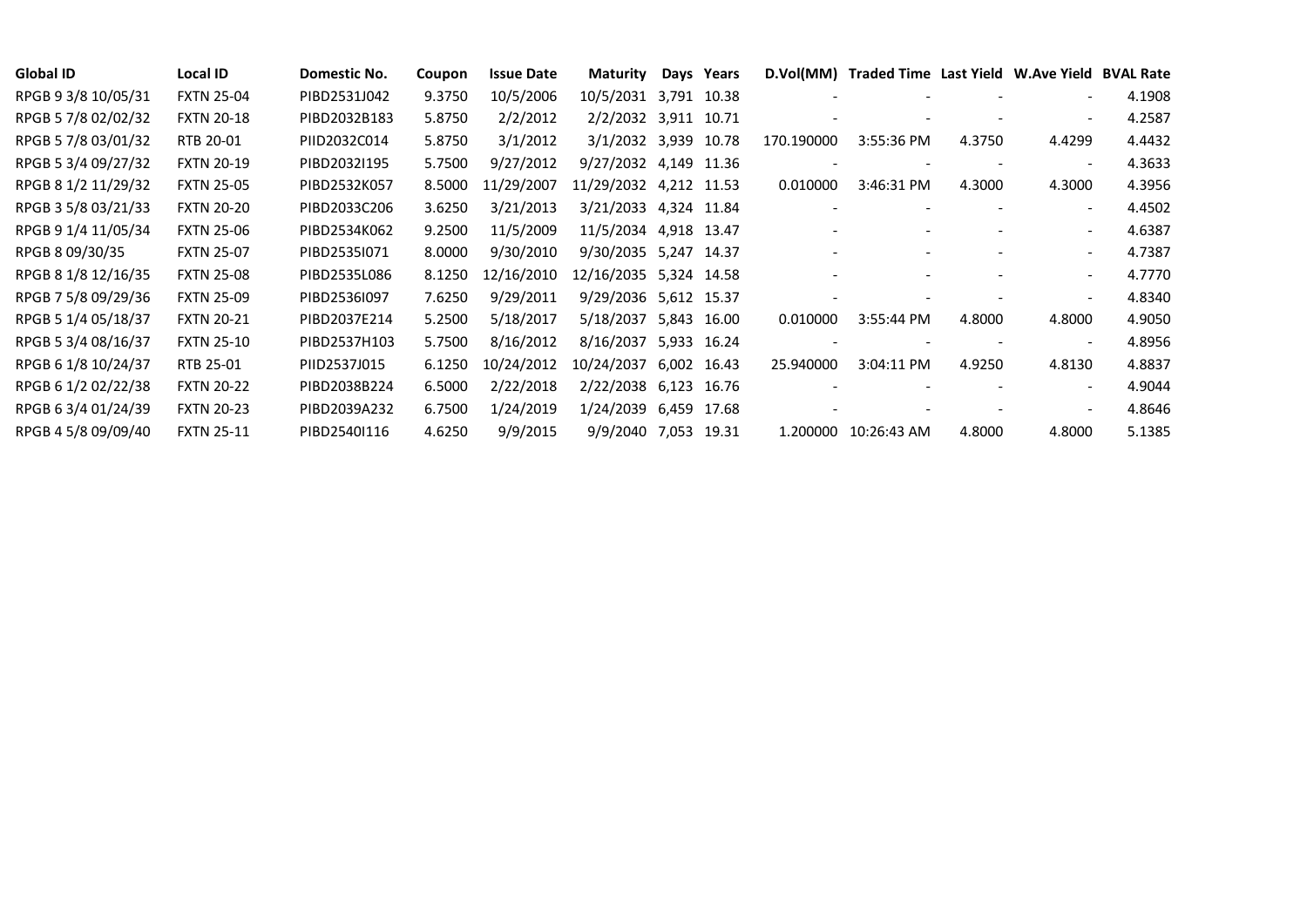| Global ID | Local ID | Domestic No. | Coupon | Issue Date | Maturity | Days | Years | D.Vol(MM) | Traded Time | Last Yield | W.Ave Yield | BVAL Rate |
|---|---|---|---|---|---|---|---|---|---|---|---|---|
| RPGB 9 3/8 10/05/31 | FXTN 25-04 | PIBD2531J042 | 9.3750 | 10/5/2006 | 10/5/2031 | 3,791 | 10.38 | - | - | - | - | 4.1908 |
| RPGB 5 7/8 02/02/32 | FXTN 20-18 | PIBD2032B183 | 5.8750 | 2/2/2012 | 2/2/2032 | 3,911 | 10.71 | - | - | - | - | 4.2587 |
| RPGB 5 7/8 03/01/32 | RTB 20-01 | PIID2032C014 | 5.8750 | 3/1/2012 | 3/1/2032 | 3,939 | 10.78 | 170.190000 | 3:55:36 PM | 4.3750 | 4.4299 | 4.4432 |
| RPGB 5 3/4 09/27/32 | FXTN 20-19 | PIBD2032I195 | 5.7500 | 9/27/2012 | 9/27/2032 | 4,149 | 11.36 | - | - | - | - | 4.3633 |
| RPGB 8 1/2 11/29/32 | FXTN 25-05 | PIBD2532K057 | 8.5000 | 11/29/2007 | 11/29/2032 | 4,212 | 11.53 | 0.010000 | 3:46:31 PM | 4.3000 | 4.3000 | 4.3956 |
| RPGB 3 5/8 03/21/33 | FXTN 20-20 | PIBD2033C206 | 3.6250 | 3/21/2013 | 3/21/2033 | 4,324 | 11.84 | - | - | - | - | 4.4502 |
| RPGB 9 1/4 11/05/34 | FXTN 25-06 | PIBD2534K062 | 9.2500 | 11/5/2009 | 11/5/2034 | 4,918 | 13.47 | - | - | - | - | 4.6387 |
| RPGB 8 09/30/35 | FXTN 25-07 | PIBD2535I071 | 8.0000 | 9/30/2010 | 9/30/2035 | 5,247 | 14.37 | - | - | - | - | 4.7387 |
| RPGB 8 1/8 12/16/35 | FXTN 25-08 | PIBD2535L086 | 8.1250 | 12/16/2010 | 12/16/2035 | 5,324 | 14.58 | - | - | - | - | 4.7770 |
| RPGB 7 5/8 09/29/36 | FXTN 25-09 | PIBD2536I097 | 7.6250 | 9/29/2011 | 9/29/2036 | 5,612 | 15.37 | - | - | - | - | 4.8340 |
| RPGB 5 1/4 05/18/37 | FXTN 20-21 | PIBD2037E214 | 5.2500 | 5/18/2017 | 5/18/2037 | 5,843 | 16.00 | 0.010000 | 3:55:44 PM | 4.8000 | 4.8000 | 4.9050 |
| RPGB 5 3/4 08/16/37 | FXTN 25-10 | PIBD2537H103 | 5.7500 | 8/16/2012 | 8/16/2037 | 5,933 | 16.24 | - | - | - | - | 4.8956 |
| RPGB 6 1/8 10/24/37 | RTB 25-01 | PIID2537J015 | 6.1250 | 10/24/2012 | 10/24/2037 | 6,002 | 16.43 | 25.940000 | 3:04:11 PM | 4.9250 | 4.8130 | 4.8837 |
| RPGB 6 1/2 02/22/38 | FXTN 20-22 | PIBD2038B224 | 6.5000 | 2/22/2018 | 2/22/2038 | 6,123 | 16.76 | - | - | - | - | 4.9044 |
| RPGB 6 3/4 01/24/39 | FXTN 20-23 | PIBD2039A232 | 6.7500 | 1/24/2019 | 1/24/2039 | 6,459 | 17.68 | - | - | - | - | 4.8646 |
| RPGB 4 5/8 09/09/40 | FXTN 25-11 | PIBD2540I116 | 4.6250 | 9/9/2015 | 9/9/2040 | 7,053 | 19.31 | 1.200000 | 10:26:43 AM | 4.8000 | 4.8000 | 5.1385 |